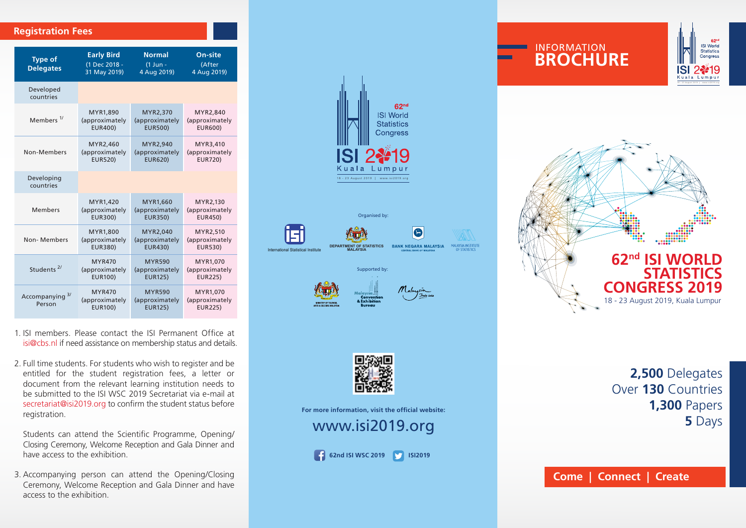## Registration Fees

| Type of Delegates | Early Bird (1 Dec 2018 - 31 May 2019) | Normal (1 Jun - 4 Aug 2019) | On-site (After 4 Aug 2019) |
|---|---|---|---|
| Developed countries | | | |
| Members [1/] | MYR1,890 (approximately EUR400) | MYR2,370 (approximately EUR500) | MYR2,840 (approximately EUR600) |
| Non-Members | MYR2,460 (approximately EUR520) | MYR2,940 (approximately EUR620) | MYR3,410 (approximately EUR720) |
| Developing countries | | | |
| Members | MYR1,420 (approximately EUR300) | MYR1,660 (approximately EUR350) | MYR2,130 (approximately EUR450) |
| Non- Members | MYR1,800 (approximately EUR380) | MYR2,040 (approximately EUR430) | MYR2,510 (approximately EUR530) |
| Students [2/] | MYR470 (approximately EUR100) | MYR590 (approximately EUR125) | MYR1,070 (approximately EUR225) |
| Accompanying [3/] Person | MYR470 (approximately EUR100) | MYR590 (approximately EUR125) | MYR1,070 (approximately EUR225) |

1. ISI members. Please contact the ISI Permanent Office at isi@cbs.nl if need assistance on membership status and details.

2. Full time students. For students who wish to register and be entitled for the student registration fees, a letter or document from the relevant learning institution needs to be submitted to the ISI WSC 2019 Secretariat via e-mail at secretariat@isi2019.org to confirm the student status before registration.

   Students can attend the Scientific Programme, Opening/ Closing Ceremony, Welcome Reception and Gala Dinner and have access to the exhibition.

3. Accompanying person can attend the Opening/Closing Ceremony, Welcome Reception and Gala Dinner and have access to the exhibition.

62nd ISI World Statistics Congress

ISI 2019 Kuala Lumpur

18 - 23 August 2019 | www.isi2019.org

Organised by:

International Statistical Institute

DEPARTMENT OF STATISTICS MALAYSIA

BANK NEGARA MALAYSIA CENTRAL BANK OF MALAYSIA

MALAYSIA INSTITUTE OF STATISTICS

Supported by:

MINISTRY OF TOURISM, ARTS & CULTURE MALAYSIA

Malaysia Convention & Exhibition Bureau

Malaysia Truly Asia

**For more information, visit the official website:**

www.isi2019.org

62nd ISI WSC 2019 | ISI2019

# INFORMATION BROCHURE

# 62nd ISI WORLD STATISTICS CONGRESS 2019

18 - 23 August 2019, Kuala Lumpur

**2,500** Delegates
Over **130** Countries
**1,300** Papers
**5** Days

**Come | Connect | Create**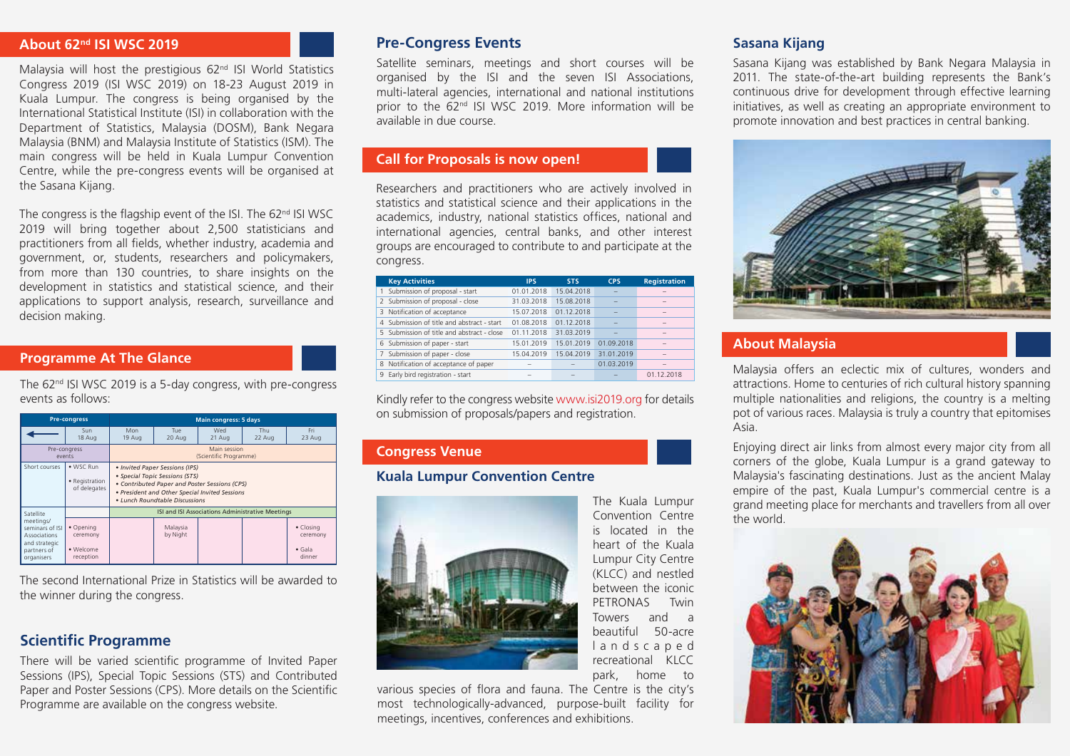## About 62nd ISI WSC 2019

Malaysia will host the prestigious 62nd ISI World Statistics Congress 2019 (ISI WSC 2019) on 18-23 August 2019 in Kuala Lumpur. The congress is being organised by the International Statistical Institute (ISI) in collaboration with the Department of Statistics, Malaysia (DOSM), Bank Negara Malaysia (BNM) and Malaysia Institute of Statistics (ISM). The main congress will be held in Kuala Lumpur Convention Centre, while the pre-congress events will be organised at the Sasana Kijang.

The congress is the flagship event of the ISI. The 62nd ISI WSC 2019 will bring together about 2,500 statisticians and practitioners from all fields, whether industry, academia and government, or, students, researchers and policymakers, from more than 130 countries, to share insights on the development in statistics and statistical science, and their applications to support analysis, research, surveillance and decision making.

## Programme At The Glance

The 62nd ISI WSC 2019 is a 5-day congress, with pre-congress events as follows:

| Pre-congress | | Main congress: 5 days | | | | |
|---|---|---|---|---|---|---|
| ← | Sun 18 Aug | Mon 19 Aug | Tue 20 Aug | Wed 21 Aug | Thu 22 Aug | Fri 23 Aug |
| Pre-congress events | | Main session (Scientific Programme) | | | | |
| Short courses | • WSC Run • Registration of delegates | • *Invited Paper Sessions (IPS)* • *Special Topic Sessions (STS)* • *Contributed Paper and Poster Sessions (CPS)* • *President and Other Special Invited Sessions* • *Lunch Roundtable Discussions* | | | | |
| Satellite meetings/ seminars of ISI Associations and strategic partners of organisers | | ISI and ISI Associations Administrative Meetings | | | | |
| | • Opening ceremony • Welcome reception | | Malaysia by Night | | | • Closing ceremony • Gala dinner |

The second International Prize in Statistics will be awarded to the winner during the congress.

## Scientific Programme

There will be varied scientific programme of Invited Paper Sessions (IPS), Special Topic Sessions (STS) and Contributed Paper and Poster Sessions (CPS). More details on the Scientific Programme are available on the congress website.

## Pre-Congress Events

Satellite seminars, meetings and short courses will be organised by the ISI and the seven ISI Associations, multi-lateral agencies, international and national institutions prior to the 62nd ISI WSC 2019. More information will be available in due course.

## Call for Proposals is now open!

Researchers and practitioners who are actively involved in statistics and statistical science and their applications in the academics, industry, national statistics offices, national and international agencies, central banks, and other interest groups are encouraged to contribute to and participate at the congress.

| | Key Activities | IPS | STS | CPS | Registration |
|---|---|---|---|---|---|
| 1 | Submission of proposal - start | 01.01.2018 | 15.04.2018 | – | – |
| 2 | Submission of proposal - close | 31.03.2018 | 15.08.2018 | – | – |
| 3 | Notification of acceptance | 15.07.2018 | 01.12.2018 | – | – |
| 4 | Submission of title and abstract - start | 01.08.2018 | 01.12.2018 | – | – |
| 5 | Submission of title and abstract - close | 01.11.2018 | 31.03.2019 | – | – |
| 6 | Submission of paper - start | 15.01.2019 | 15.01.2019 | 01.09.2018 | – |
| 7 | Submission of paper - close | 15.04.2019 | 15.04.2019 | 31.01.2019 | – |
| 8 | Notification of acceptance of paper | – | – | 01.03.2019 | – |
| 9 | Early bird registration - start | – | – | – | 01.12.2018 |

Kindly refer to the congress website www.isi2019.org for details on submission of proposals/papers and registration.

## Congress Venue

### Kuala Lumpur Convention Centre

The Kuala Lumpur Convention Centre is located in the heart of the Kuala Lumpur City Centre (KLCC) and nestled between the iconic PETRONAS Twin Towers and a beautiful 50-acre landscaped recreational KLCC park, home to various species of flora and fauna. The Centre is the city's most technologically-advanced, purpose-built facility for meetings, incentives, conferences and exhibitions.

## Sasana Kijang

Sasana Kijang was established by Bank Negara Malaysia in 2011. The state-of-the-art building represents the Bank's continuous drive for development through effective learning initiatives, as well as creating an appropriate environment to promote innovation and best practices in central banking.

## About Malaysia

Malaysia offers an eclectic mix of cultures, wonders and attractions. Home to centuries of rich cultural history spanning multiple nationalities and religions, the country is a melting pot of various races. Malaysia is truly a country that epitomises Asia.

Enjoying direct air links from almost every major city from all corners of the globe, Kuala Lumpur is a grand gateway to Malaysia's fascinating destinations. Just as the ancient Malay empire of the past, Kuala Lumpur's commercial centre is a grand meeting place for merchants and travellers from all over the world.